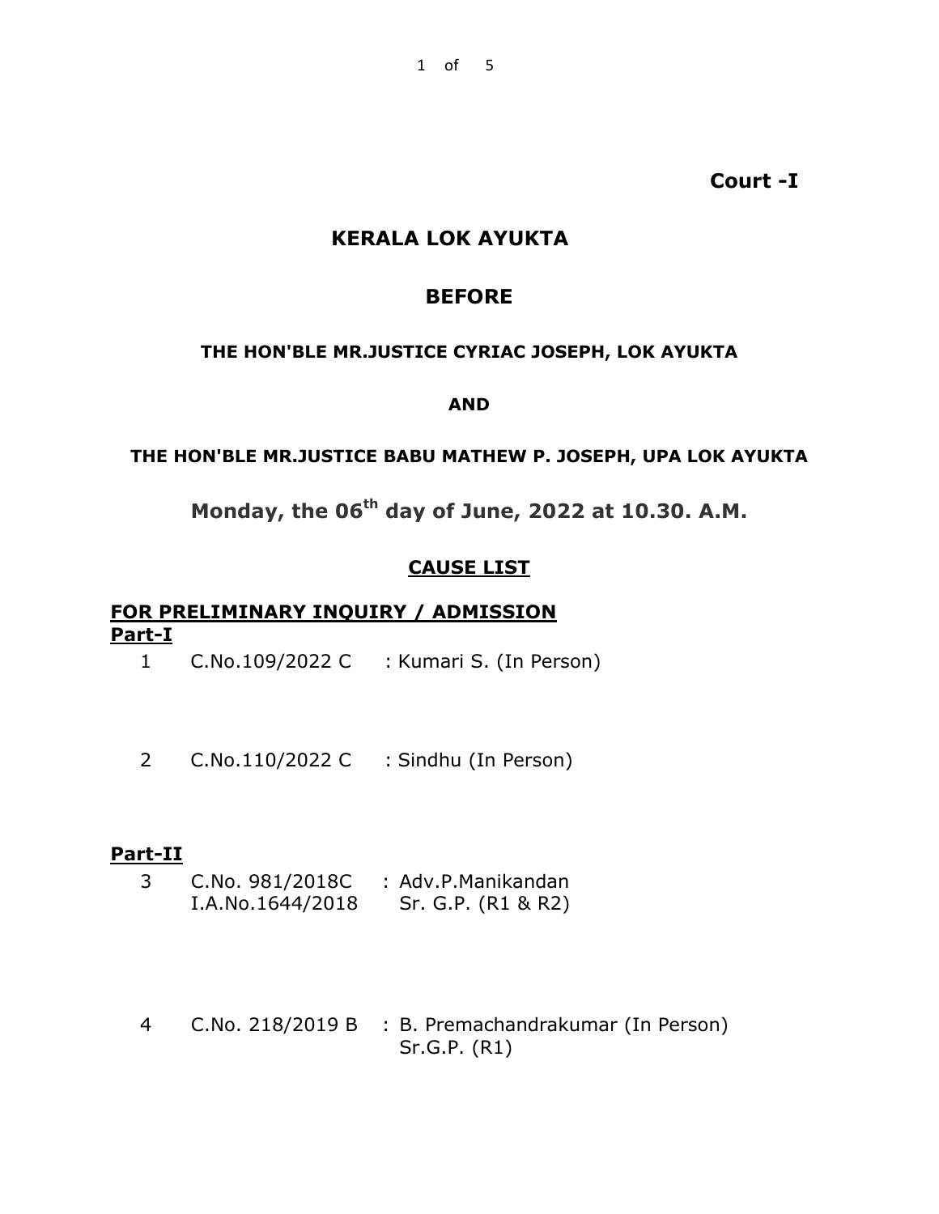**Court -I**

# KERALA LOK AYUKTA

## BEFORE

**THE HON'BLE MR.JUSTICE CYRIAC JOSEPH, LOK AYUKTA**

**AND**

**THE HON'BLE MR.JUSTICE BABU MATHEW P. JOSEPH, UPA LOK AYUKTA**

**Monday, the 06th day of June, 2022 at 10.30. A.M.**

## CAUSE LIST

### FOR PRELIMINARY INQUIRY / ADMISSION

**Part-I**

1. C.No.109/2022 C : Kumari S. (In Person)

2. C.No.110/2022 C : Sindhu (In Person)

**Part-II**

3. C.No. 981/2018C : Adv.P.Manikandan
   I.A.No.1644/2018 Sr. G.P. (R1 & R2)

4. C.No. 218/2019 B : B. Premachandrakumar (In Person)
   Sr.G.P. (R1)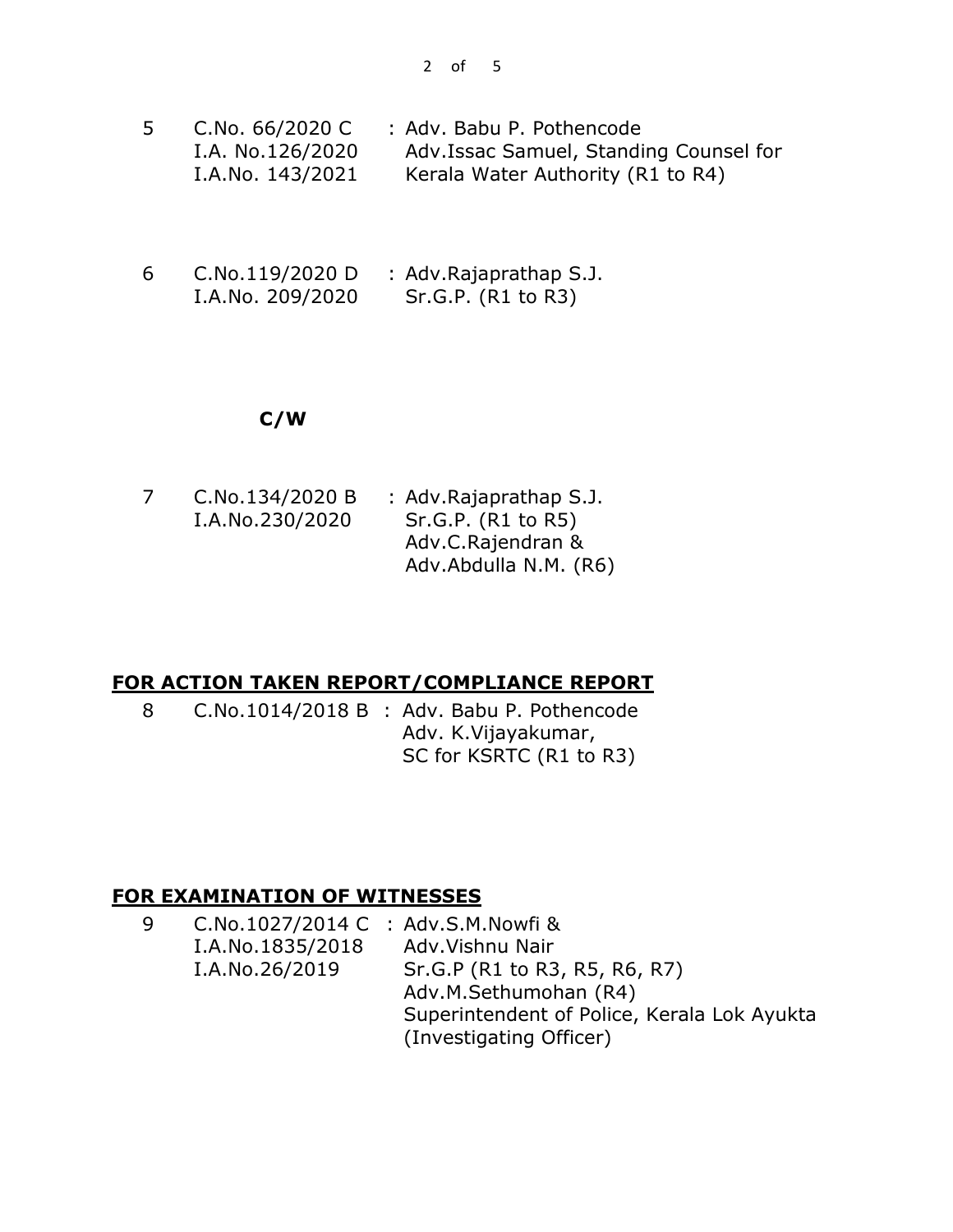| | | |
|---|---|---|
| 5 | C.No. 66/2020 C<br>I.A. No.126/2020<br>I.A.No. 143/2021 | : Adv. Babu P. Pothencode<br>Adv.Issac Samuel, Standing Counsel for Kerala Water Authority (R1 to R4) |
| 6 | C.No.119/2020 D<br>I.A.No. 209/2020 | : Adv.Rajaprathap S.J.<br>Sr.G.P. (R1 to R3) |

**C/W**

| | | |
|---|---|---|
| 7 | C.No.134/2020 B<br>I.A.No.230/2020 | : Adv.Rajaprathap S.J.<br>Sr.G.P. (R1 to R5)<br>Adv.C.Rajendran &<br>Adv.Abdulla N.M. (R6) |

**FOR ACTION TAKEN REPORT/COMPLIANCE REPORT**

| | | |
|---|---|---|
| 8 | C.No.1014/2018 B | : Adv. Babu P. Pothencode<br>Adv. K.Vijayakumar,<br>SC for KSRTC (R1 to R3) |

**FOR EXAMINATION OF WITNESSES**

| | | |
|---|---|---|
| 9 | C.No.1027/2014 C<br>I.A.No.1835/2018<br>I.A.No.26/2019 | : Adv.S.M.Nowfi &<br>Adv.Vishnu Nair<br>Sr.G.P (R1 to R3, R5, R6, R7)<br>Adv.M.Sethumohan (R4)<br>Superintendent of Police, Kerala Lok Ayukta (Investigating Officer) |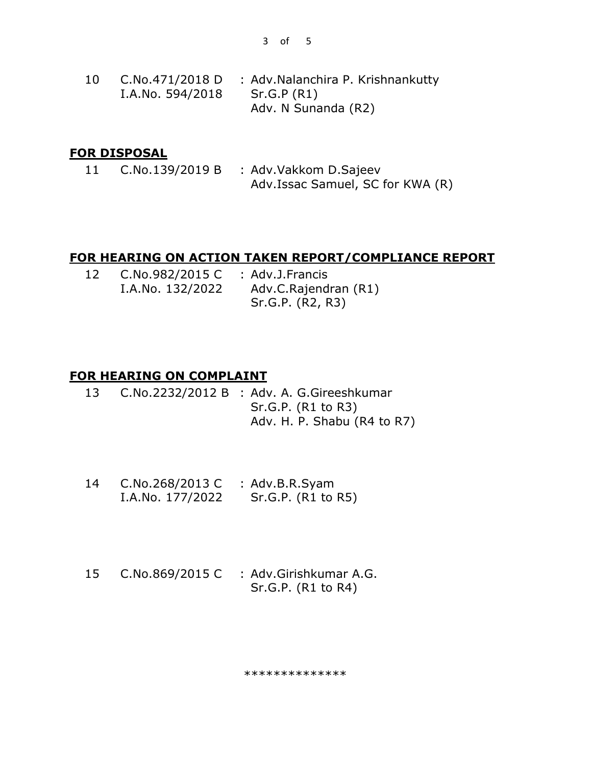| | | |
|---|---|---|
| 10 | C.No.471/2018 D<br>I.A.No. 594/2018 | : Adv.Nalanchira P. Krishnankutty<br>Sr.G.P (R1)<br>Adv. N Sunanda (R2) |

**FOR DISPOSAL**

| | | |
|---|---|---|
| 11 | C.No.139/2019 B | : Adv.Vakkom D.Sajeev<br>Adv.Issac Samuel, SC for KWA (R) |

**FOR HEARING ON ACTION TAKEN REPORT/COMPLIANCE REPORT**

| | | |
|---|---|---|
| 12 | C.No.982/2015 C<br>I.A.No. 132/2022 | : Adv.J.Francis<br>Adv.C.Rajendran (R1)<br>Sr.G.P. (R2, R3) |

**FOR HEARING ON COMPLAINT**

| | | |
|---|---|---|
| 13 | C.No.2232/2012 B | : Adv. A. G.Gireeshkumar<br>Sr.G.P. (R1 to R3)<br>Adv. H. P. Shabu (R4 to R7) |
| 14 | C.No.268/2013 C<br>I.A.No. 177/2022 | : Adv.B.R.Syam<br>Sr.G.P. (R1 to R5) |
| 15 | C.No.869/2015 C | : Adv.Girishkumar A.G.<br>Sr.G.P. (R1 to R4) |

**************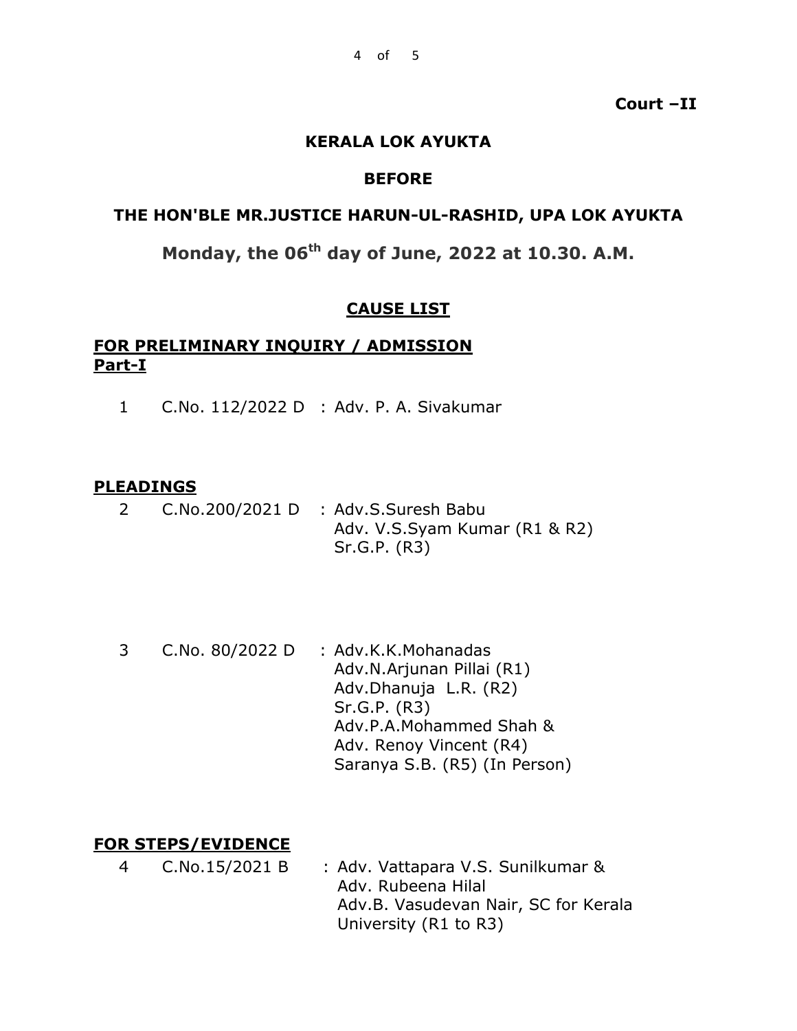**Court –II**

## KERALA LOK AYUKTA

### BEFORE

### THE HON'BLE MR.JUSTICE HARUN-UL-RASHID, UPA LOK AYUKTA

### Monday, the 06th day of June, 2022 at 10.30. A.M.

## CAUSE LIST

**FOR PRELIMINARY INQUIRY / ADMISSION**
**Part-I**

1 C.No. 112/2022 D : Adv. P. A. Sivakumar

**PLEADINGS**

2 C.No.200/2021 D : Adv.S.Suresh Babu
Adv. V.S.Syam Kumar (R1 & R2)
Sr.G.P. (R3)

3 C.No. 80/2022 D : Adv.K.K.Mohanadas
Adv.N.Arjunan Pillai (R1)
Adv.Dhanuja L.R. (R2)
Sr.G.P. (R3)
Adv.P.A.Mohammed Shah &
Adv. Renoy Vincent (R4)
Saranya S.B. (R5) (In Person)

**FOR STEPS/EVIDENCE**

4 C.No.15/2021 B : Adv. Vattapara V.S. Sunilkumar &
Adv. Rubeena Hilal
Adv.B. Vasudevan Nair, SC for Kerala University (R1 to R3)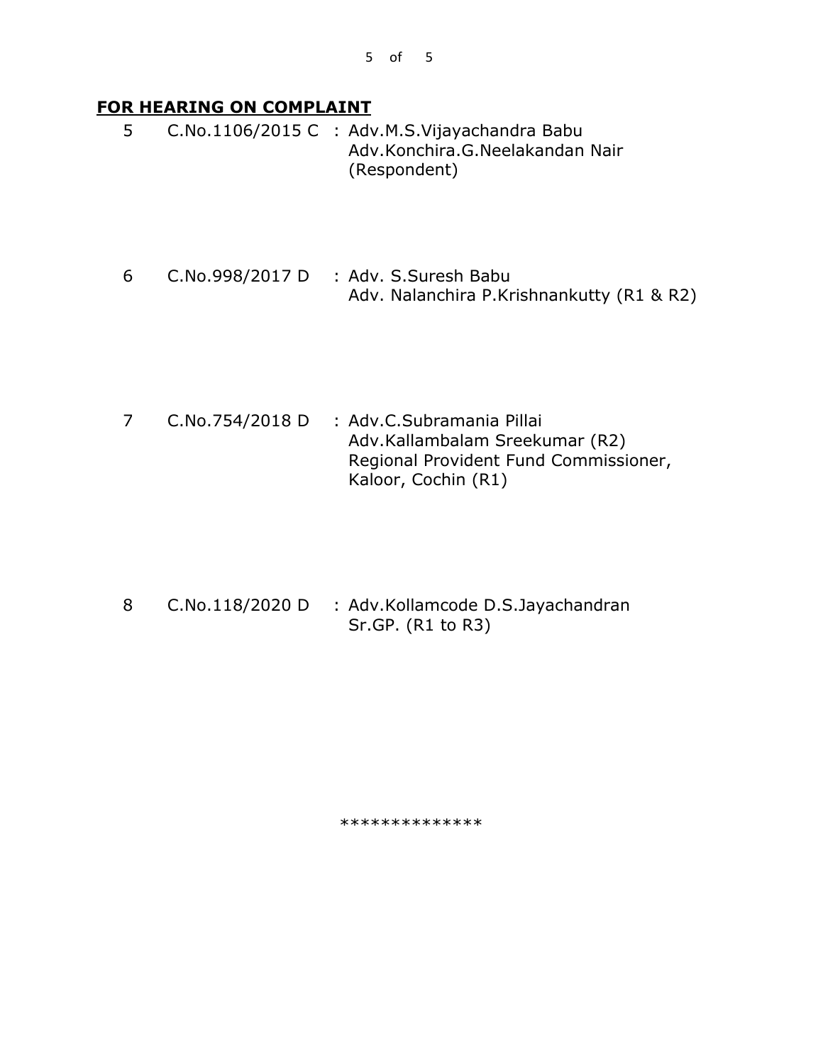**FOR HEARING ON COMPLAINT**

| | | |
|---|---|---|
| 5 | C.No.1106/2015 C | : Adv.M.S.Vijayachandra Babu<br>Adv.Konchira.G.Neelakandan Nair (Respondent) |
| 6 | C.No.998/2017 D | : Adv. S.Suresh Babu<br>Adv. Nalanchira P.Krishnankutty (R1 & R2) |
| 7 | C.No.754/2018 D | : Adv.C.Subramania Pillai<br>Adv.Kallambalam Sreekumar (R2)<br>Regional Provident Fund Commissioner, Kaloor, Cochin (R1) |
| 8 | C.No.118/2020 D | : Adv.Kollamcode D.S.Jayachandran<br>Sr.GP. (R1 to R3) |

**************